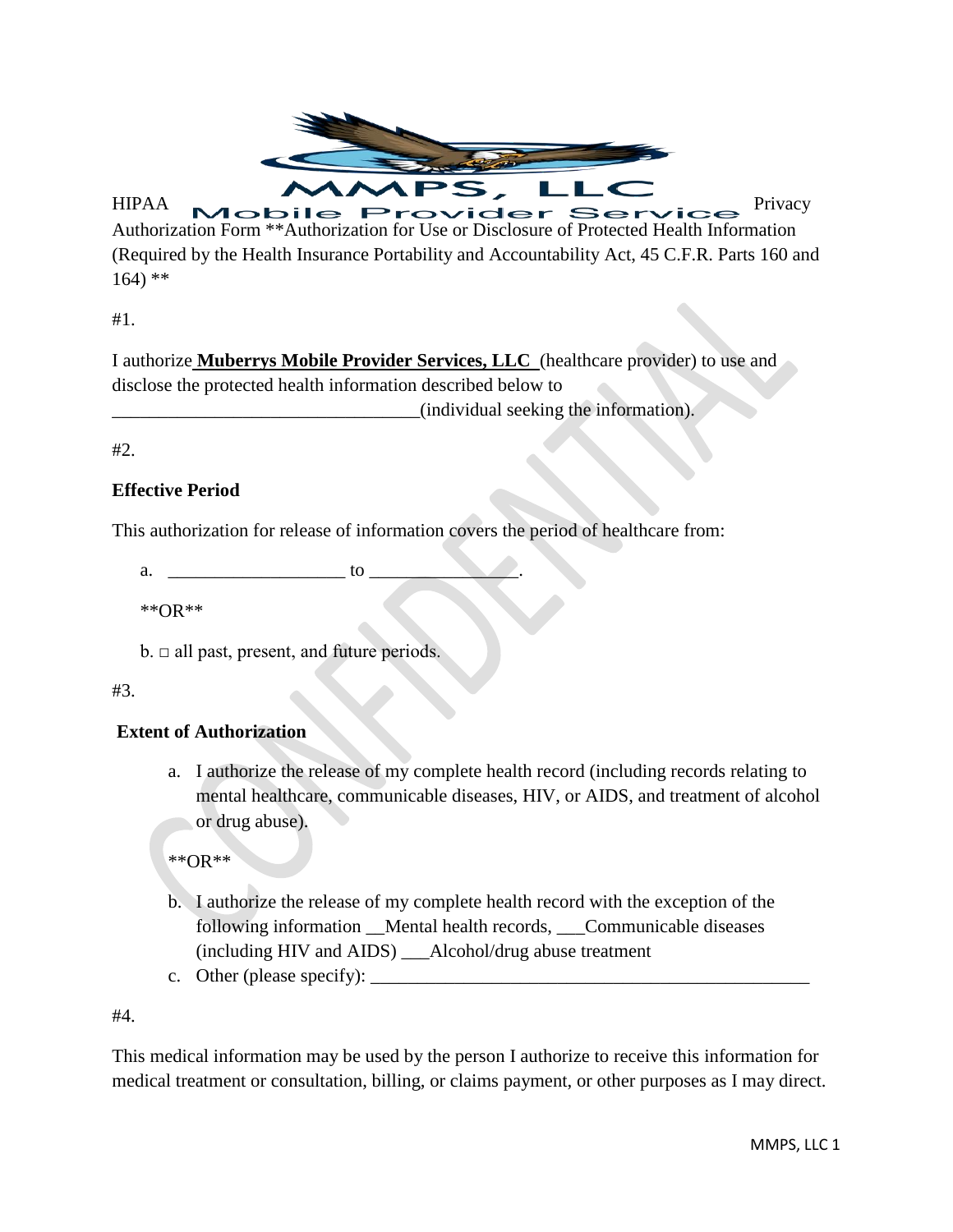MMPS, LLC
Mobile Provider Service

HIPAA Privacy Authorization Form **Authorization for Use or Disclosure of Protected Health Information (Required by the Health Insurance Portability and Accountability Act, 45 C.F.R. Parts 160 and 164) **

#1.

I authorize **Muberrys Mobile Provider Services, LLC** (healthcare provider) to use and disclose the protected health information described below to _________________________________(individual seeking the information).

#2.

**Effective Period**

This authorization for release of information covers the period of healthcare from:

a. ___________________ to _______________.

**OR**

b. □ all past, present, and future periods.

#3.

**Extent of Authorization**

a. I authorize the release of my complete health record (including records relating to mental healthcare, communicable diseases, HIV, or AIDS, and treatment of alcohol or drug abuse).

**OR**

b. I authorize the release of my complete health record with the exception of the following information __Mental health records, ___Communicable diseases (including HIV and AIDS) ___Alcohol/drug abuse treatment
c. Other (please specify): ________________________________________________

#4.

This medical information may be used by the person I authorize to receive this information for medical treatment or consultation, billing, or claims payment, or other purposes as I may direct.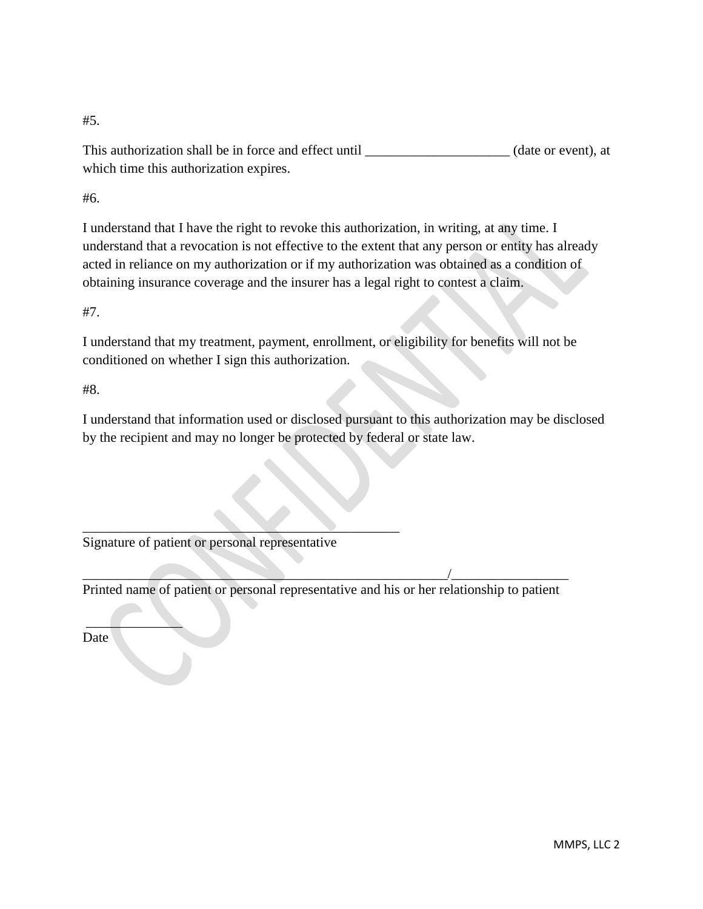#5.

This authorization shall be in force and effect until _____________________ (date or event), at which time this authorization expires.

#6.

I understand that I have the right to revoke this authorization, in writing, at any time. I understand that a revocation is not effective to the extent that any person or entity has already acted in reliance on my authorization or if my authorization was obtained as a condition of obtaining insurance coverage and the insurer has a legal right to contest a claim.

#7.

I understand that my treatment, payment, enrollment, or eligibility for benefits will not be conditioned on whether I sign this authorization.

#8.

I understand that information used or disclosed pursuant to this authorization may be disclosed by the recipient and may no longer be protected by federal or state law.

_______________________________________________
Signature of patient or personal representative

_______________________________________________________/_________________
Printed name of patient or personal representative and his or her relationship to patient

______________
Date